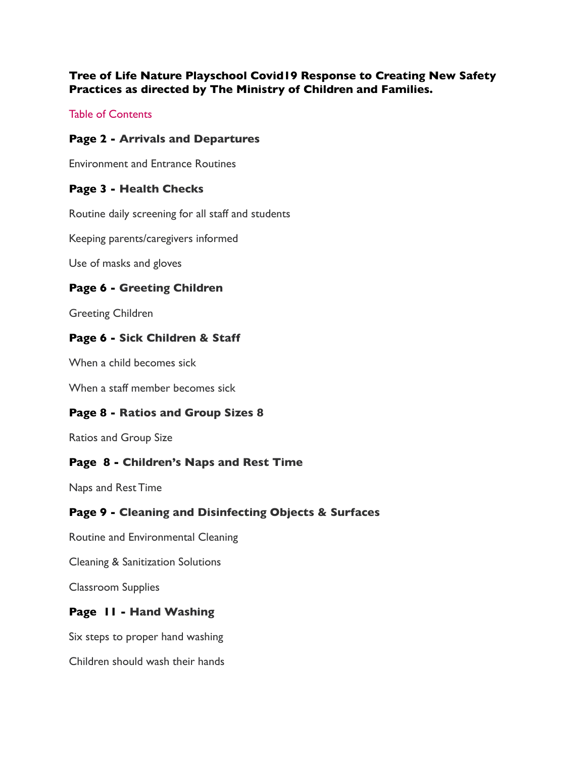**Tree of Life Nature Playschool Covid19 Response to Creating New Safety Practices as directed by The Ministry of Children and Families.**

Table of Contents

### Page 2 - Arrivals and Departures

Environment and Entrance Routines

### Page 3 - Health Checks

Routine daily screening for all staff and students

Keeping parents/caregivers informed

Use of masks and gloves

### Page 6 - Greeting Children

Greeting Children

### Page 6 - Sick Children & Staff

When a child becomes sick

When a staff member becomes sick

### Page 8 - Ratios and Group Sizes 8

Ratios and Group Size

### Page 8 - Children's Naps and Rest Time

Naps and Rest Time

### Page 9 - Cleaning and Disinfecting Objects & Surfaces

Routine and Environmental Cleaning

Cleaning & Sanitization Solutions

Classroom Supplies

### Page 11 - Hand Washing

Six steps to proper hand washing

Children should wash their hands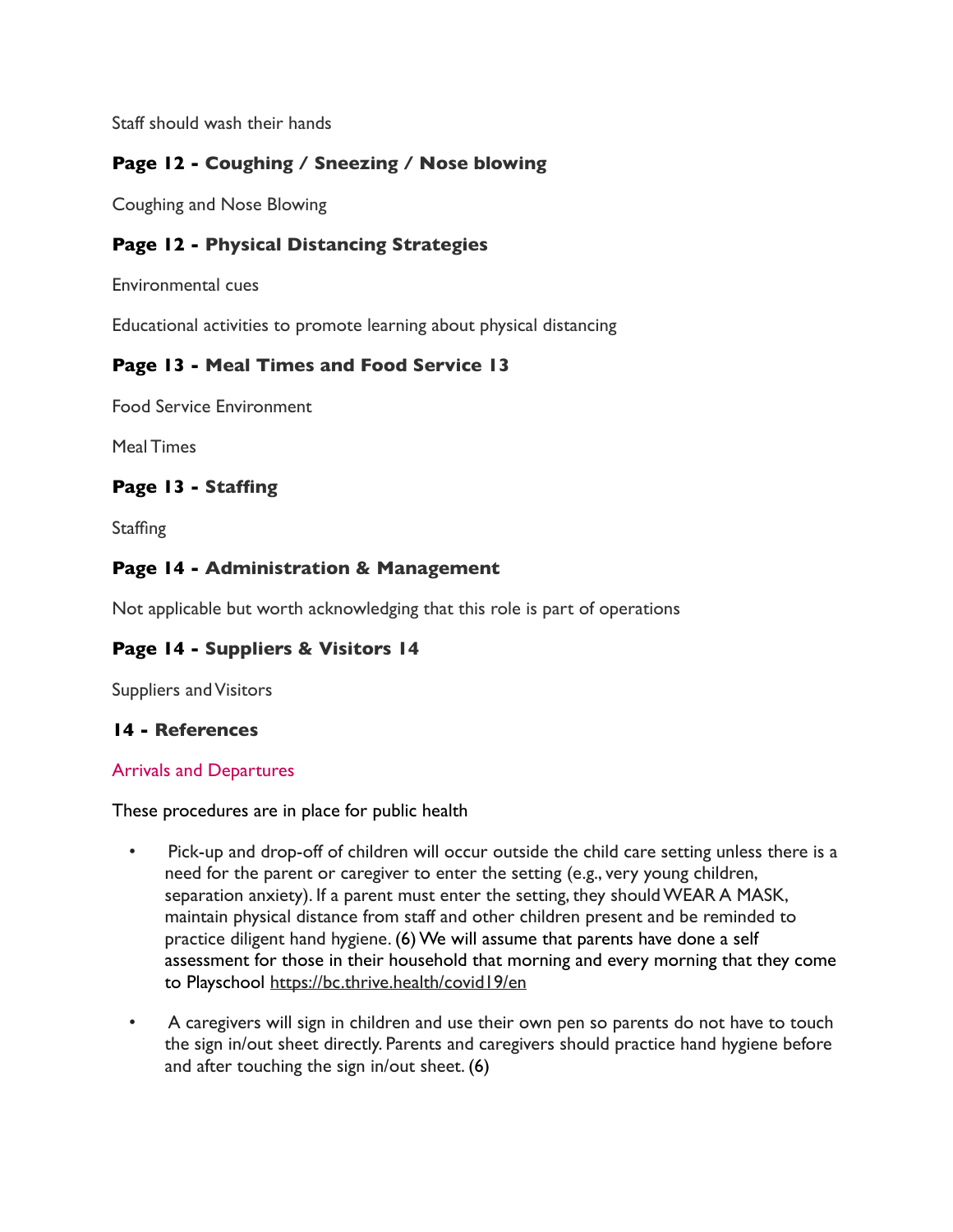Staff should wash their hands

**Page 12 - Coughing / Sneezing / Nose blowing**

Coughing and Nose Blowing

**Page 12 - Physical Distancing Strategies**

Environmental cues

Educational activities to promote learning about physical distancing

**Page 13 - Meal Times and Food Service 13**

Food Service Environment

Meal Times

**Page 13 - Staffing**

Staffing

**Page 14 - Administration & Management**

Not applicable but worth acknowledging that this role is part of operations

**Page 14 - Suppliers & Visitors 14**

Suppliers and Visitors

**14 - References**

## Arrivals and Departures

These procedures are in place for public health

- Pick-up and drop-off of children will occur outside the child care setting unless there is a need for the parent or caregiver to enter the setting (e.g., very young children, separation anxiety). If a parent must enter the setting, they should WEAR A MASK, maintain physical distance from staff and other children present and be reminded to practice diligent hand hygiene. (6) We will assume that parents have done a self assessment for those in their household that morning and every morning that they come to Playschool https://bc.thrive.health/covid19/en

- A caregivers will sign in children and use their own pen so parents do not have to touch the sign in/out sheet directly. Parents and caregivers should practice hand hygiene before and after touching the sign in/out sheet. (6)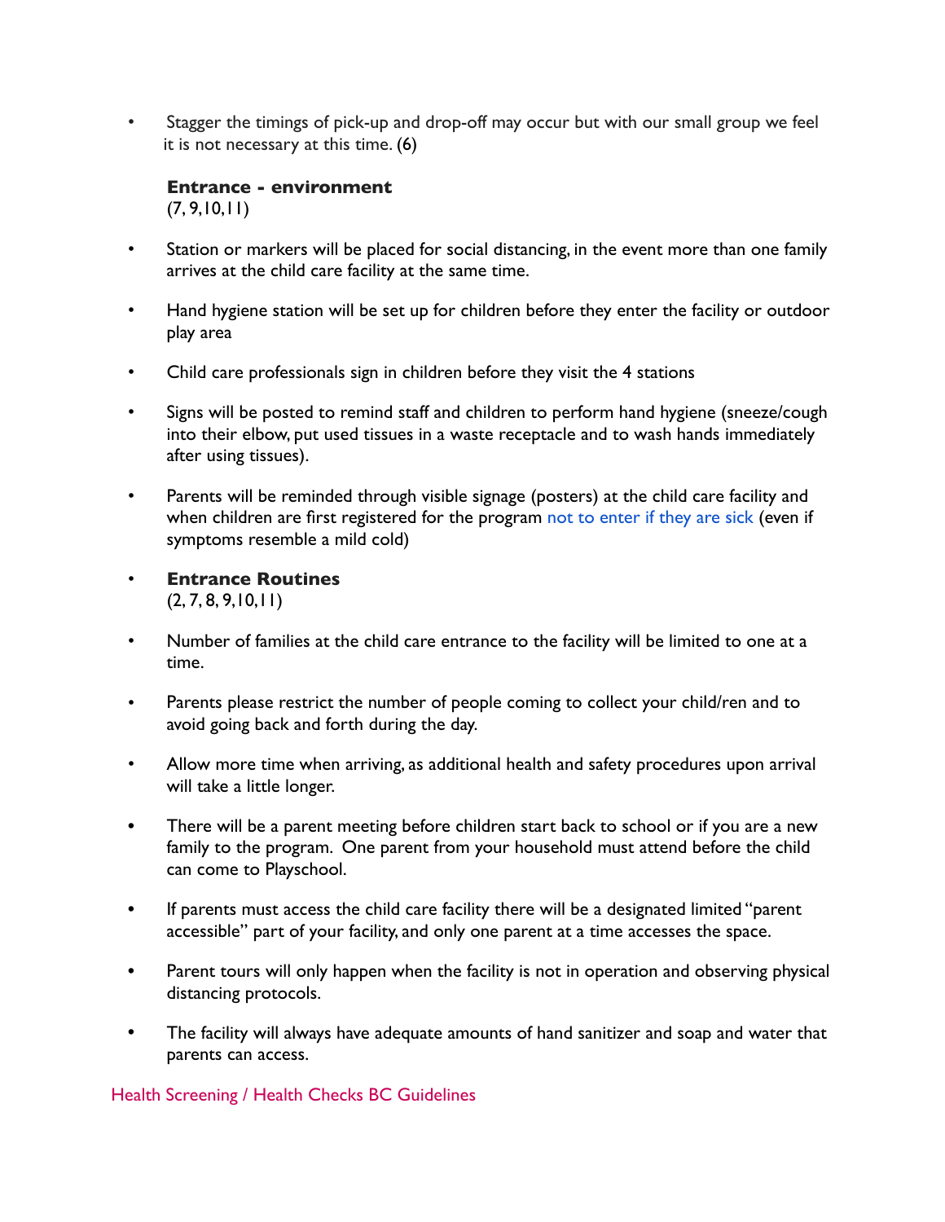- Stagger the timings of pick-up and drop-off may occur but with our small group we feel it is not necessary at this time. (6)

**Entrance - environment**
(7, 9,10,11)

- Station or markers will be placed for social distancing, in the event more than one family arrives at the child care facility at the same time.
- Hand hygiene station will be set up for children before they enter the facility or outdoor play area
- Child care professionals sign in children before they visit the 4 stations
- Signs will be posted to remind staff and children to perform hand hygiene (sneeze/cough into their elbow, put used tissues in a waste receptacle and to wash hands immediately after using tissues).
- Parents will be reminded through visible signage (posters) at the child care facility and when children are first registered for the program not to enter if they are sick (even if symptoms resemble a mild cold)
- **Entrance Routines**
  (2, 7, 8, 9,10,11)
- Number of families at the child care entrance to the facility will be limited to one at a time.
- Parents please restrict the number of people coming to collect your child/ren and to avoid going back and forth during the day.
- Allow more time when arriving, as additional health and safety procedures upon arrival will take a little longer.
- There will be a parent meeting before children start back to school or if you are a new family to the program. One parent from your household must attend before the child can come to Playschool.
- If parents must access the child care facility there will be a designated limited "parent accessible" part of your facility, and only one parent at a time accesses the space.
- Parent tours will only happen when the facility is not in operation and observing physical distancing protocols.
- The facility will always have adequate amounts of hand sanitizer and soap and water that parents can access.

Health Screening / Health Checks BC Guidelines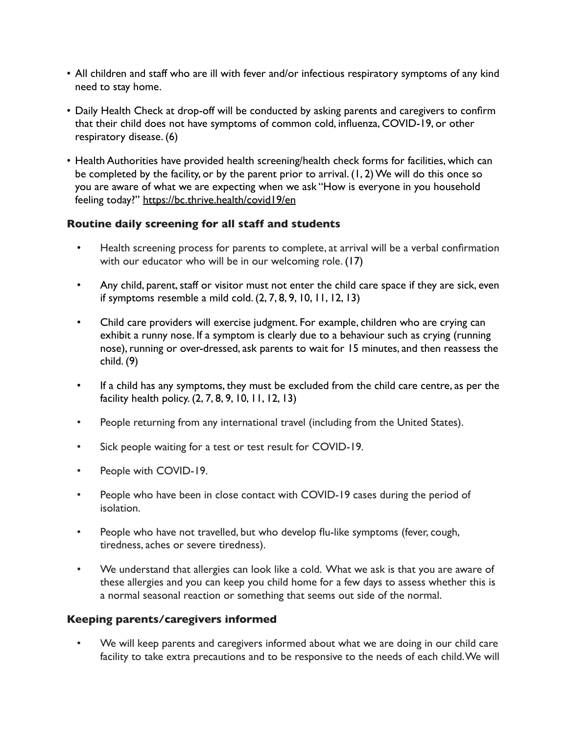- All children and staff who are ill with fever and/or infectious respiratory symptoms of any kind need to stay home.
- Daily Health Check at drop-off will be conducted by asking parents and caregivers to confirm that their child does not have symptoms of common cold, influenza, COVID-19, or other respiratory disease. (6)
- Health Authorities have provided health screening/health check forms for facilities, which can be completed by the facility, or by the parent prior to arrival. (1, 2) We will do this once so you are aware of what we are expecting when we ask "How is everyone in you household feeling today?" https://bc.thrive.health/covid19/en

### Routine daily screening for all staff and students

- Health screening process for parents to complete, at arrival will be a verbal confirmation with our educator who will be in our welcoming role. (17)
- Any child, parent, staff or visitor must not enter the child care space if they are sick, even if symptoms resemble a mild cold. (2, 7, 8, 9, 10, 11, 12, 13)
- Child care providers will exercise judgment. For example, children who are crying can exhibit a runny nose. If a symptom is clearly due to a behaviour such as crying (running nose), running or over-dressed, ask parents to wait for 15 minutes, and then reassess the child. (9)
- If a child has any symptoms, they must be excluded from the child care centre, as per the facility health policy. (2, 7, 8, 9, 10, 11, 12, 13)
- People returning from any international travel (including from the United States).
- Sick people waiting for a test or test result for COVID-19.
- People with COVID-19.
- People who have been in close contact with COVID-19 cases during the period of isolation.
- People who have not travelled, but who develop flu-like symptoms (fever, cough, tiredness, aches or severe tiredness).
- We understand that allergies can look like a cold. What we ask is that you are aware of these allergies and you can keep you child home for a few days to assess whether this is a normal seasonal reaction or something that seems out side of the normal.

### Keeping parents/caregivers informed

- We will keep parents and caregivers informed about what we are doing in our child care facility to take extra precautions and to be responsive to the needs of each child. We will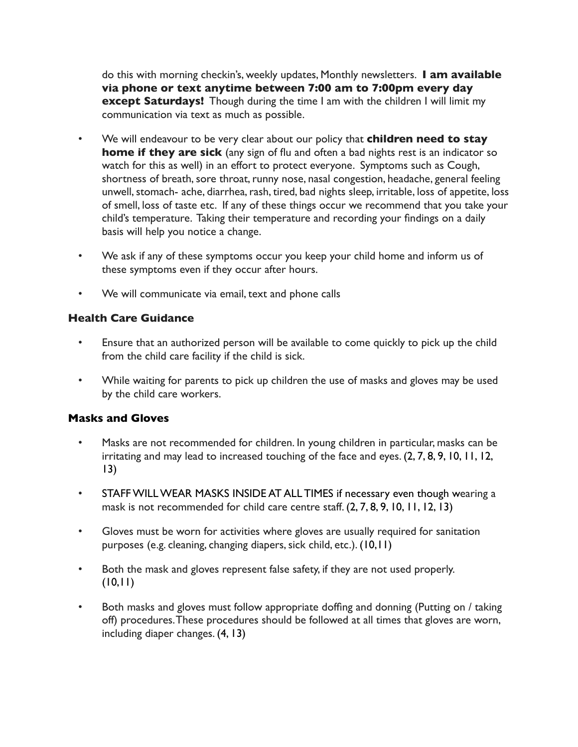do this with morning checkin's, weekly updates, Monthly newsletters. **I am available via phone or text anytime between 7:00 am to 7:00pm every day except Saturdays!** Though during the time I am with the children I will limit my communication via text as much as possible.

- We will endeavour to be very clear about our policy that **children need to stay home if they are sick** (any sign of flu and often a bad nights rest is an indicator so watch for this as well) in an effort to protect everyone. Symptoms such as Cough, shortness of breath, sore throat, runny nose, nasal congestion, headache, general feeling unwell, stomach- ache, diarrhea, rash, tired, bad nights sleep, irritable, loss of appetite, loss of smell, loss of taste etc. If any of these things occur we recommend that you take your child's temperature. Taking their temperature and recording your findings on a daily basis will help you notice a change.
- We ask if any of these symptoms occur you keep your child home and inform us of these symptoms even if they occur after hours.
- We will communicate via email, text and phone calls

### Health Care Guidance

- Ensure that an authorized person will be available to come quickly to pick up the child from the child care facility if the child is sick.
- While waiting for parents to pick up children the use of masks and gloves may be used by the child care workers.

### Masks and Gloves

- Masks are not recommended for children. In young children in particular, masks can be irritating and may lead to increased touching of the face and eyes. (2, 7, 8, 9, 10, 11, 12, 13)
- STAFF WILL WEAR MASKS INSIDE AT ALL TIMES if necessary even though wearing a mask is not recommended for child care centre staff. (2, 7, 8, 9, 10, 11, 12, 13)
- Gloves must be worn for activities where gloves are usually required for sanitation purposes (e.g. cleaning, changing diapers, sick child, etc.). (10,11)
- Both the mask and gloves represent false safety, if they are not used properly. (10,11)
- Both masks and gloves must follow appropriate doffing and donning (Putting on / taking off) procedures. These procedures should be followed at all times that gloves are worn, including diaper changes. (4, 13)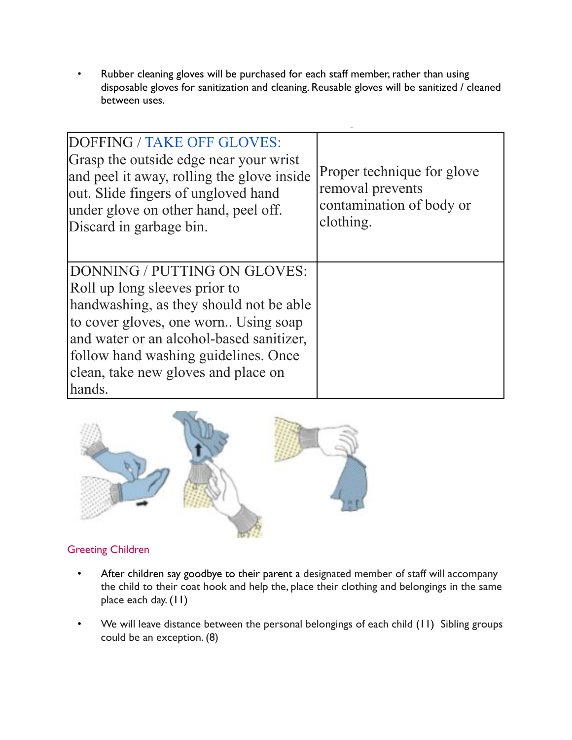- Rubber cleaning gloves will be purchased for each staff member, rather than using disposable gloves for sanitization and cleaning. Reusable gloves will be sanitized / cleaned between uses.

| DOFFING / TAKE OFF GLOVES: Grasp the outside edge near your wrist and peel it away, rolling the glove inside out. Slide fingers of ungloved hand under glove on other hand, peel off. Discard in garbage bin. | Proper technique for glove removal prevents contamination of body or clothing. |
| --- | --- |
| DONNING / PUTTING ON GLOVES: Roll up long sleeves prior to handwashing, as they should not be able to cover gloves, one worn.. Using soap and water or an alcohol-based sanitizer, follow hand washing guidelines. Once clean, take new gloves and place on hands. | |

## Greeting Children

- After children say goodbye to their parent a designated member of staff will accompany the child to their coat hook and help the, place their clothing and belongings in the same place each day. (11)
- We will leave distance between the personal belongings of each child (11) Sibling groups could be an exception. (8)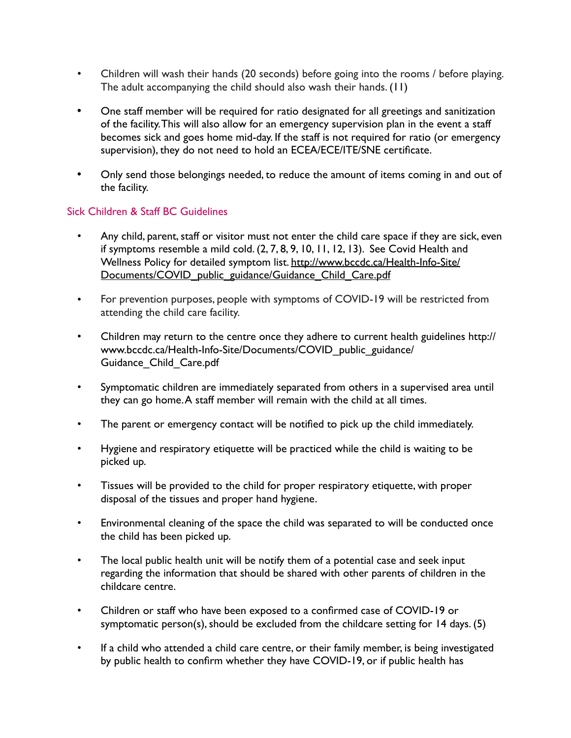- Children will wash their hands (20 seconds) before going into the rooms / before playing. The adult accompanying the child should also wash their hands. (11)

- One staff member will be required for ratio designated for all greetings and sanitization of the facility. This will also allow for an emergency supervision plan in the event a staff becomes sick and goes home mid-day. If the staff is not required for ratio (or emergency supervision), they do not need to hold an ECEA/ECE/ITE/SNE certificate.

- Only send those belongings needed, to reduce the amount of items coming in and out of the facility.

## Sick Children & Staff BC Guidelines

- Any child, parent, staff or visitor must not enter the child care space if they are sick, even if symptoms resemble a mild cold. (2, 7, 8, 9, 10, 11, 12, 13). See Covid Health and Wellness Policy for detailed symptom list. http://www.bccdc.ca/Health-Info-Site/Documents/COVID_public_guidance/Guidance_Child_Care.pdf

- For prevention purposes, people with symptoms of COVID-19 will be restricted from attending the child care facility.

- Children may return to the centre once they adhere to current health guidelines http://www.bccdc.ca/Health-Info-Site/Documents/COVID_public_guidance/Guidance_Child_Care.pdf

- Symptomatic children are immediately separated from others in a supervised area until they can go home. A staff member will remain with the child at all times.

- The parent or emergency contact will be notified to pick up the child immediately.

- Hygiene and respiratory etiquette will be practiced while the child is waiting to be picked up.

- Tissues will be provided to the child for proper respiratory etiquette, with proper disposal of the tissues and proper hand hygiene.

- Environmental cleaning of the space the child was separated to will be conducted once the child has been picked up.

- The local public health unit will be notify them of a potential case and seek input regarding the information that should be shared with other parents of children in the childcare centre.

- Children or staff who have been exposed to a confirmed case of COVID-19 or symptomatic person(s), should be excluded from the childcare setting for 14 days. (5)

- If a child who attended a child care centre, or their family member, is being investigated by public health to confirm whether they have COVID-19, or if public health has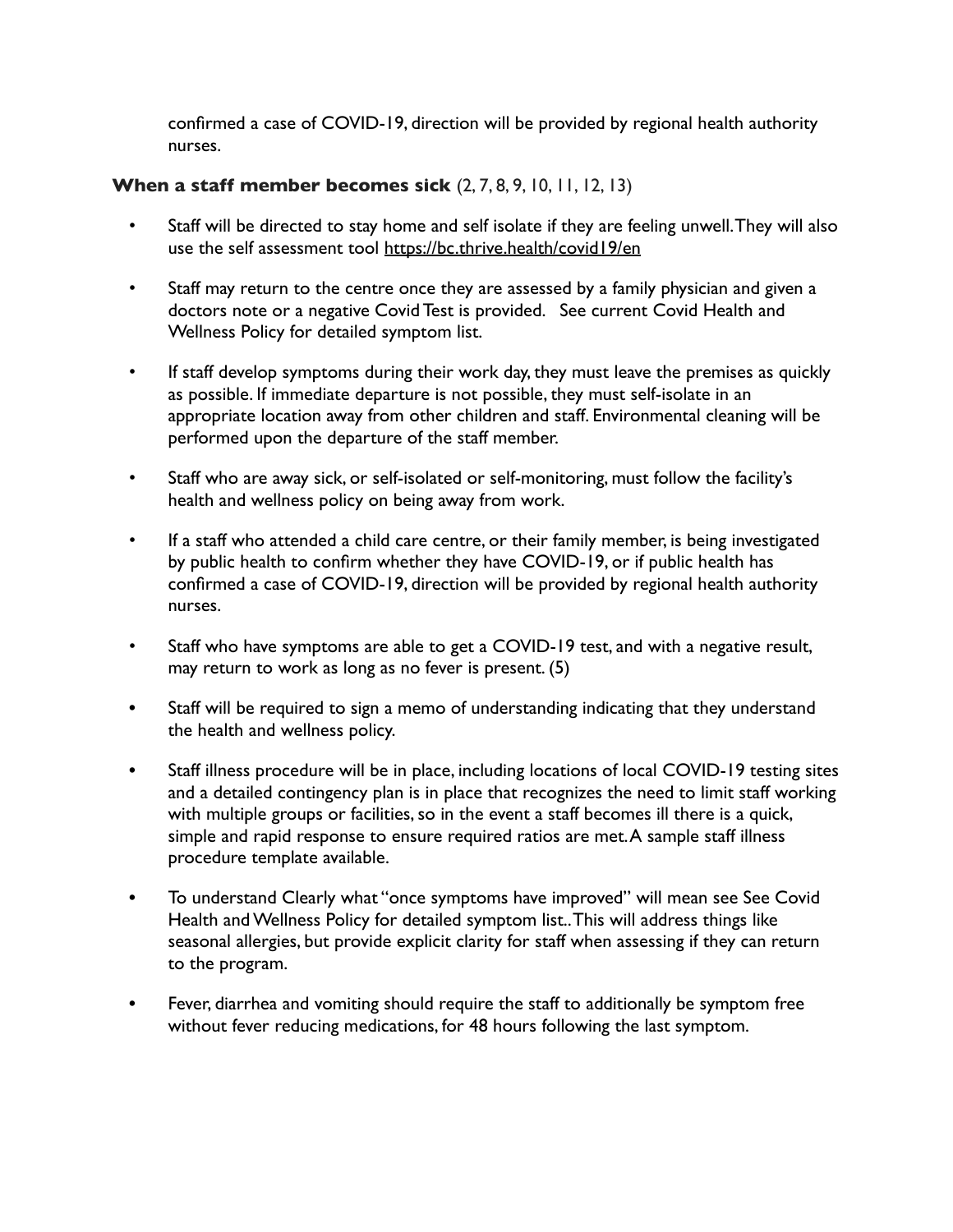confirmed a case of COVID-19, direction will be provided by regional health authority nurses.

**When a staff member becomes sick** (2, 7, 8, 9, 10, 11, 12, 13)

- Staff will be directed to stay home and self isolate if they are feeling unwell. They will also use the self assessment tool https://bc.thrive.health/covid19/en
- Staff may return to the centre once they are assessed by a family physician and given a doctors note or a negative Covid Test is provided. See current Covid Health and Wellness Policy for detailed symptom list.
- If staff develop symptoms during their work day, they must leave the premises as quickly as possible. If immediate departure is not possible, they must self-isolate in an appropriate location away from other children and staff. Environmental cleaning will be performed upon the departure of the staff member.
- Staff who are away sick, or self-isolated or self-monitoring, must follow the facility's health and wellness policy on being away from work.
- If a staff who attended a child care centre, or their family member, is being investigated by public health to confirm whether they have COVID-19, or if public health has confirmed a case of COVID-19, direction will be provided by regional health authority nurses.
- Staff who have symptoms are able to get a COVID-19 test, and with a negative result, may return to work as long as no fever is present. (5)
- Staff will be required to sign a memo of understanding indicating that they understand the health and wellness policy.
- Staff illness procedure will be in place, including locations of local COVID-19 testing sites and a detailed contingency plan is in place that recognizes the need to limit staff working with multiple groups or facilities, so in the event a staff becomes ill there is a quick, simple and rapid response to ensure required ratios are met. A sample staff illness procedure template available.
- To understand Clearly what "once symptoms have improved" will mean see See Covid Health and Wellness Policy for detailed symptom list.. This will address things like seasonal allergies, but provide explicit clarity for staff when assessing if they can return to the program.
- Fever, diarrhea and vomiting should require the staff to additionally be symptom free without fever reducing medications, for 48 hours following the last symptom.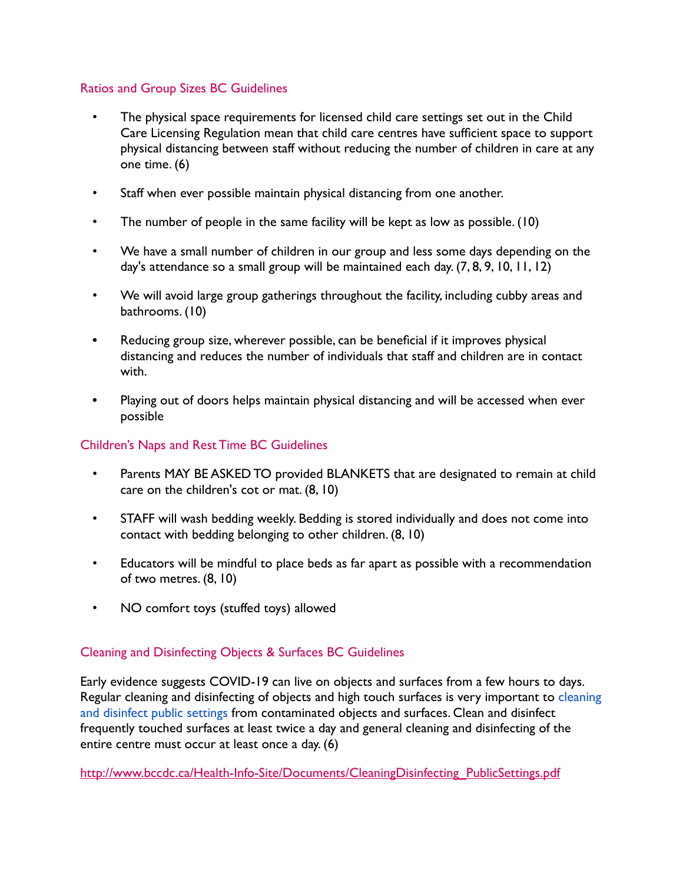## Ratios and Group Sizes BC Guidelines

- The physical space requirements for licensed child care settings set out in the Child Care Licensing Regulation mean that child care centres have sufficient space to support physical distancing between staff without reducing the number of children in care at any one time. (6)
- Staff when ever possible maintain physical distancing from one another.
- The number of people in the same facility will be kept as low as possible. (10)
- We have a small number of children in our group and less some days depending on the day's attendance so a small group will be maintained each day. (7, 8, 9, 10, 11, 12)
- We will avoid large group gatherings throughout the facility, including cubby areas and bathrooms. (10)
- Reducing group size, wherever possible, can be beneficial if it improves physical distancing and reduces the number of individuals that staff and children are in contact with.
- Playing out of doors helps maintain physical distancing and will be accessed when ever possible

## Children's Naps and Rest Time BC Guidelines

- Parents MAY BE ASKED TO provided BLANKETS that are designated to remain at child care on the children's cot or mat. (8, 10)
- STAFF will wash bedding weekly. Bedding is stored individually and does not come into contact with bedding belonging to other children. (8, 10)
- Educators will be mindful to place beds as far apart as possible with a recommendation of two metres. (8, 10)
- NO comfort toys (stuffed toys) allowed

## Cleaning and Disinfecting Objects & Surfaces BC Guidelines

Early evidence suggests COVID-19 can live on objects and surfaces from a few hours to days. Regular cleaning and disinfecting of objects and high touch surfaces is very important to cleaning and disinfect public settings from contaminated objects and surfaces. Clean and disinfect frequently touched surfaces at least twice a day and general cleaning and disinfecting of the entire centre must occur at least once a day. (6)

http://www.bccdc.ca/Health-Info-Site/Documents/CleaningDisinfecting_PublicSettings.pdf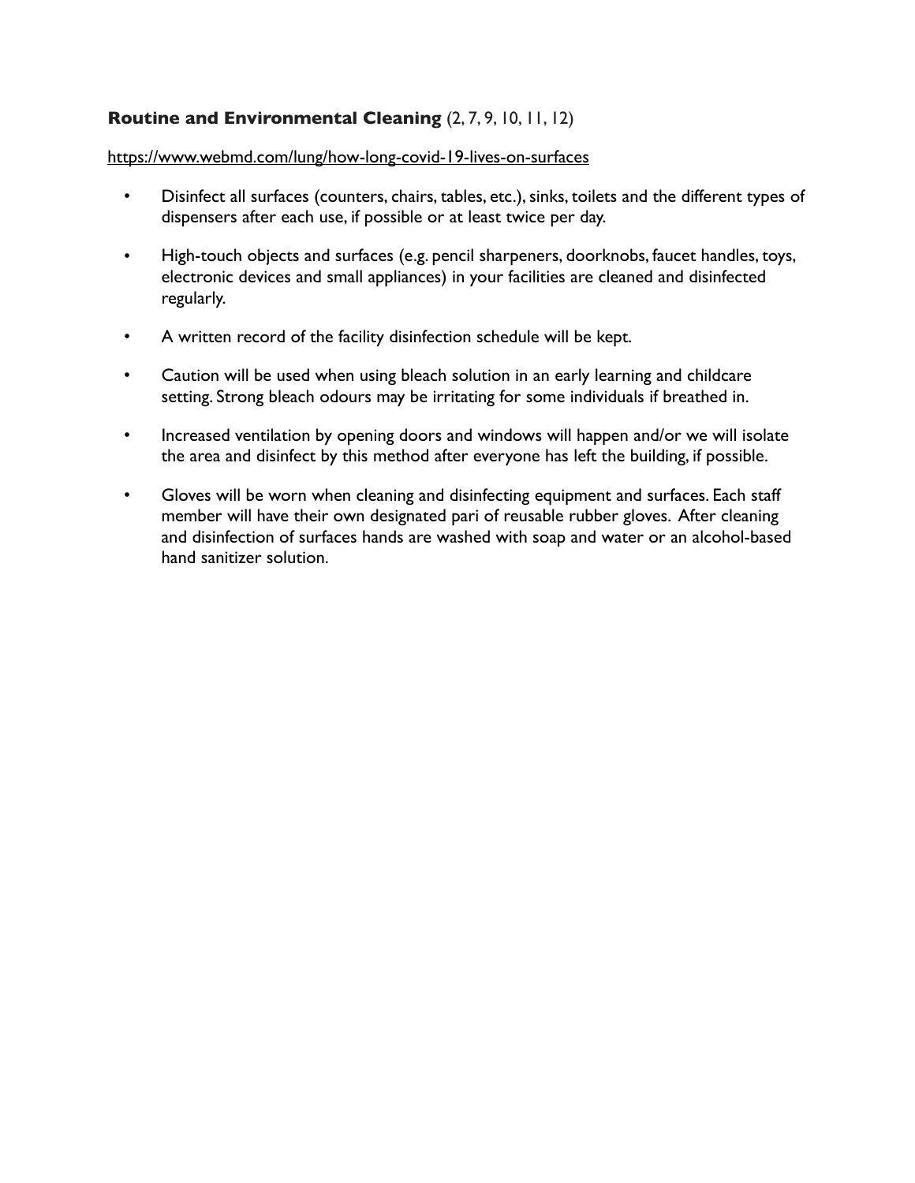**Routine and Environmental Cleaning** (2, 7, 9, 10, 11, 12)

https://www.webmd.com/lung/how-long-covid-19-lives-on-surfaces

- Disinfect all surfaces (counters, chairs, tables, etc.), sinks, toilets and the different types of dispensers after each use, if possible or at least twice per day.
- High-touch objects and surfaces (e.g. pencil sharpeners, doorknobs, faucet handles, toys, electronic devices and small appliances) in your facilities are cleaned and disinfected regularly.
- A written record of the facility disinfection schedule will be kept.
- Caution will be used when using bleach solution in an early learning and childcare setting. Strong bleach odours may be irritating for some individuals if breathed in.
- Increased ventilation by opening doors and windows will happen and/or we will isolate the area and disinfect by this method after everyone has left the building, if possible.
- Gloves will be worn when cleaning and disinfecting equipment and surfaces. Each staff member will have their own designated pari of reusable rubber gloves. After cleaning and disinfection of surfaces hands are washed with soap and water or an alcohol-based hand sanitizer solution.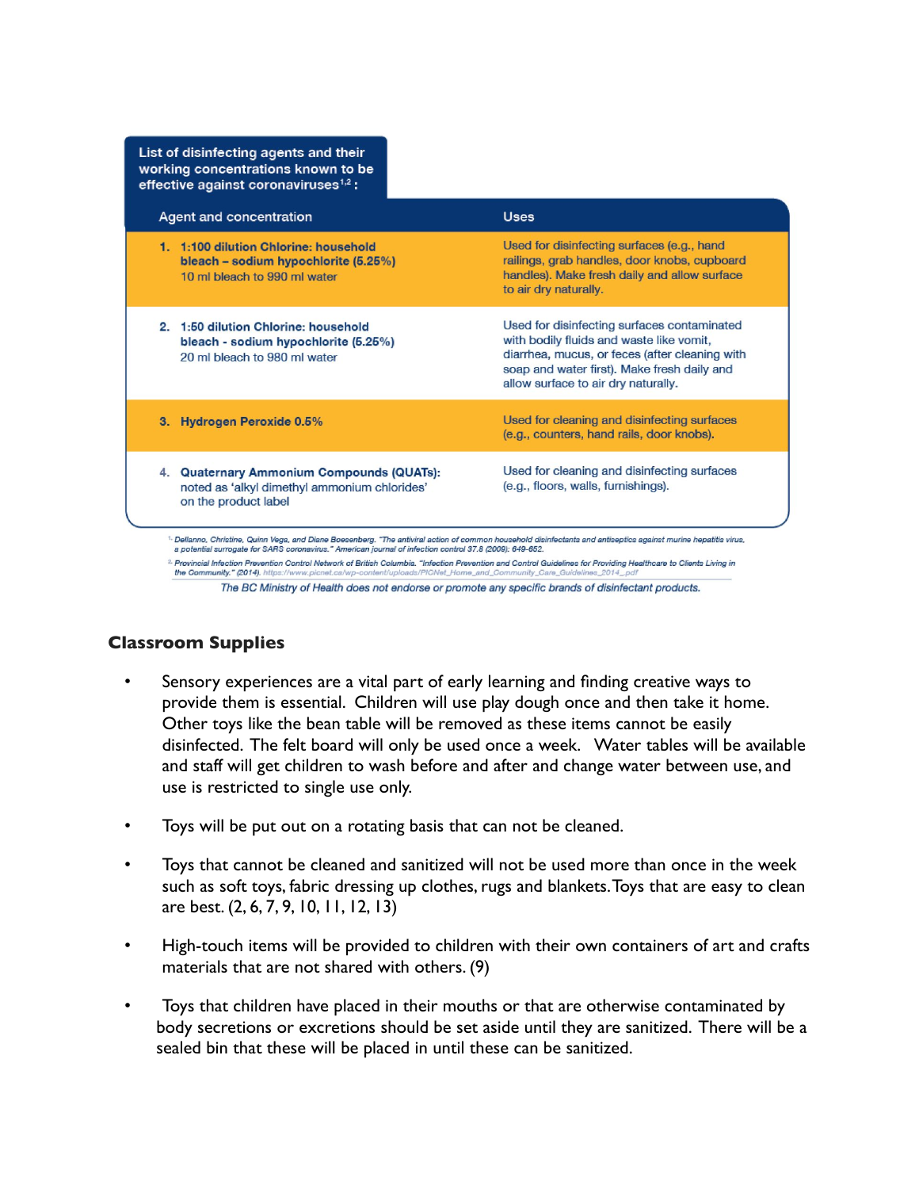**List of disinfecting agents and their working concentrations known to be effective against coronaviruses[1,2]:**

| Agent and concentration | Uses |
|---|---|
| 1. **1:100 dilution Chlorine: household bleach – sodium hypochlorite (5.25%)** 10 ml bleach to 990 ml water | Used for disinfecting surfaces (e.g., hand railings, grab handles, door knobs, cupboard handles). Make fresh daily and allow surface to air dry naturally. |
| 2. **1:50 dilution Chlorine: household bleach - sodium hypochlorite (5.25%)** 20 ml bleach to 980 ml water | Used for disinfecting surfaces contaminated with bodily fluids and waste like vomit, diarrhea, mucus, or feces (after cleaning with soap and water first). Make fresh daily and allow surface to air dry naturally. |
| 3. **Hydrogen Peroxide 0.5%** | Used for cleaning and disinfecting surfaces (e.g., counters, hand rails, door knobs). |
| 4. **Quaternary Ammonium Compounds (QUATs):** noted as 'alkyl dimethyl ammonium chlorides' on the product label | Used for cleaning and disinfecting surfaces (e.g., floors, walls, furnishings). |

[1] Dellanno, Christine, Quinn Vega, and Diane Boesenberg. "The antiviral action of common household disinfectants and antiseptics against murine hepatitis virus, a potential surrogate for SARS coronavirus." American journal of infection control 37.8 (2009): 649-652.

[2] Provincial Infection Prevention Control Network of British Columbia. "Infection Prevention and Control Guidelines for Providing Healthcare to Clients Living in the Community." (2014). https://www.picnet.ca/wp-content/uploads/PICNet_Home_and_Community_Care_Guidelines_2014_.pdf

*The BC Ministry of Health does not endorse or promote any specific brands of disinfectant products.*

### Classroom Supplies

- Sensory experiences are a vital part of early learning and finding creative ways to provide them is essential. Children will use play dough once and then take it home. Other toys like the bean table will be removed as these items cannot be easily disinfected. The felt board will only be used once a week. Water tables will be available and staff will get children to wash before and after and change water between use, and use is restricted to single use only.
- Toys will be put out on a rotating basis that can not be cleaned.
- Toys that cannot be cleaned and sanitized will not be used more than once in the week such as soft toys, fabric dressing up clothes, rugs and blankets. Toys that are easy to clean are best. (2, 6, 7, 9, 10, 11, 12, 13)
- High-touch items will be provided to children with their own containers of art and crafts materials that are not shared with others. (9)
- Toys that children have placed in their mouths or that are otherwise contaminated by body secretions or excretions should be set aside until they are sanitized. There will be a sealed bin that these will be placed in until these can be sanitized.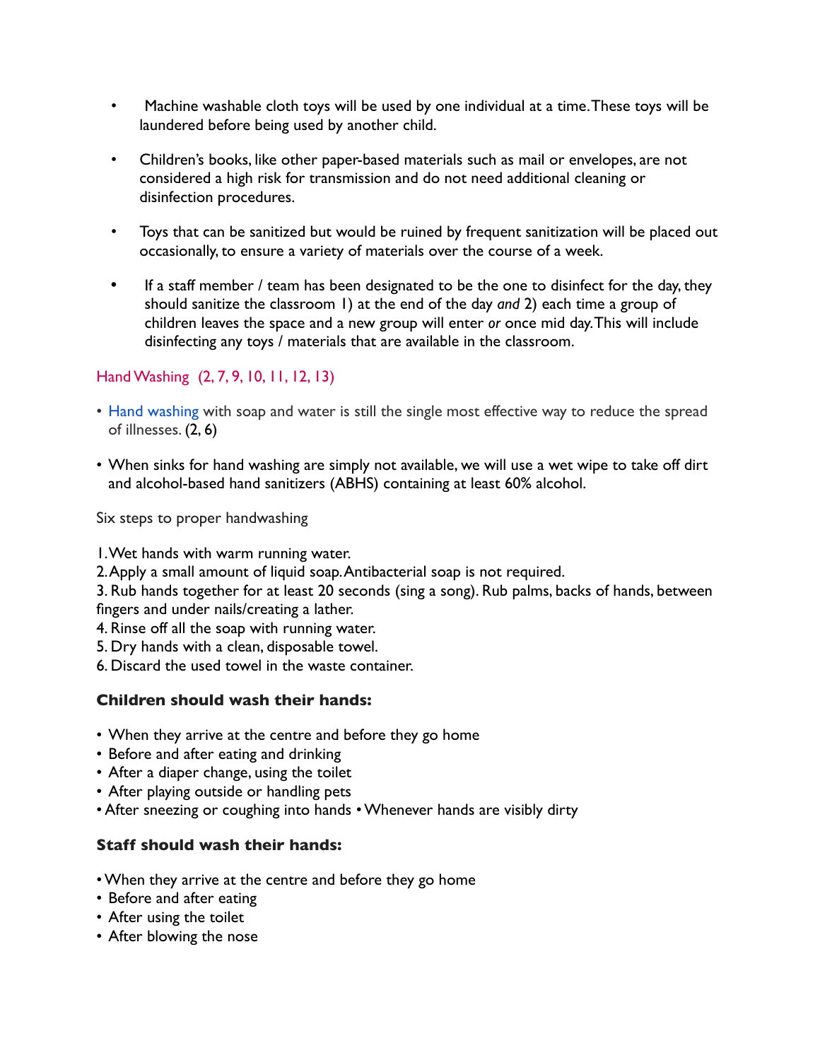- Machine washable cloth toys will be used by one individual at a time. These toys will be laundered before being used by another child.

- Children's books, like other paper-based materials such as mail or envelopes, are not considered a high risk for transmission and do not need additional cleaning or disinfection procedures.

- Toys that can be sanitized but would be ruined by frequent sanitization will be placed out occasionally, to ensure a variety of materials over the course of a week.

- If a staff member / team has been designated to be the one to disinfect for the day, they should sanitize the classroom 1) at the end of the day *and* 2) each time a group of children leaves the space and a new group will enter *or* once mid day. This will include disinfecting any toys / materials that are available in the classroom.

## Hand Washing (2, 7, 9, 10, 11, 12, 13)

- Hand washing with soap and water is still the single most effective way to reduce the spread of illnesses. (2, 6)

- When sinks for hand washing are simply not available, we will use a wet wipe to take off dirt and alcohol-based hand sanitizers (ABHS) containing at least 60% alcohol.

Six steps to proper handwashing

1. Wet hands with warm running water.
2. Apply a small amount of liquid soap. Antibacterial soap is not required.
3. Rub hands together for at least 20 seconds (sing a song). Rub palms, backs of hands, between fingers and under nails/creating a lather.
4. Rinse off all the soap with running water.
5. Dry hands with a clean, disposable towel.
6. Discard the used towel in the waste container.

**Children should wash their hands:**

- When they arrive at the centre and before they go home
- Before and after eating and drinking
- After a diaper change, using the toilet
- After playing outside or handling pets
- After sneezing or coughing into hands
- Whenever hands are visibly dirty

**Staff should wash their hands:**

- When they arrive at the centre and before they go home
- Before and after eating
- After using the toilet
- After blowing the nose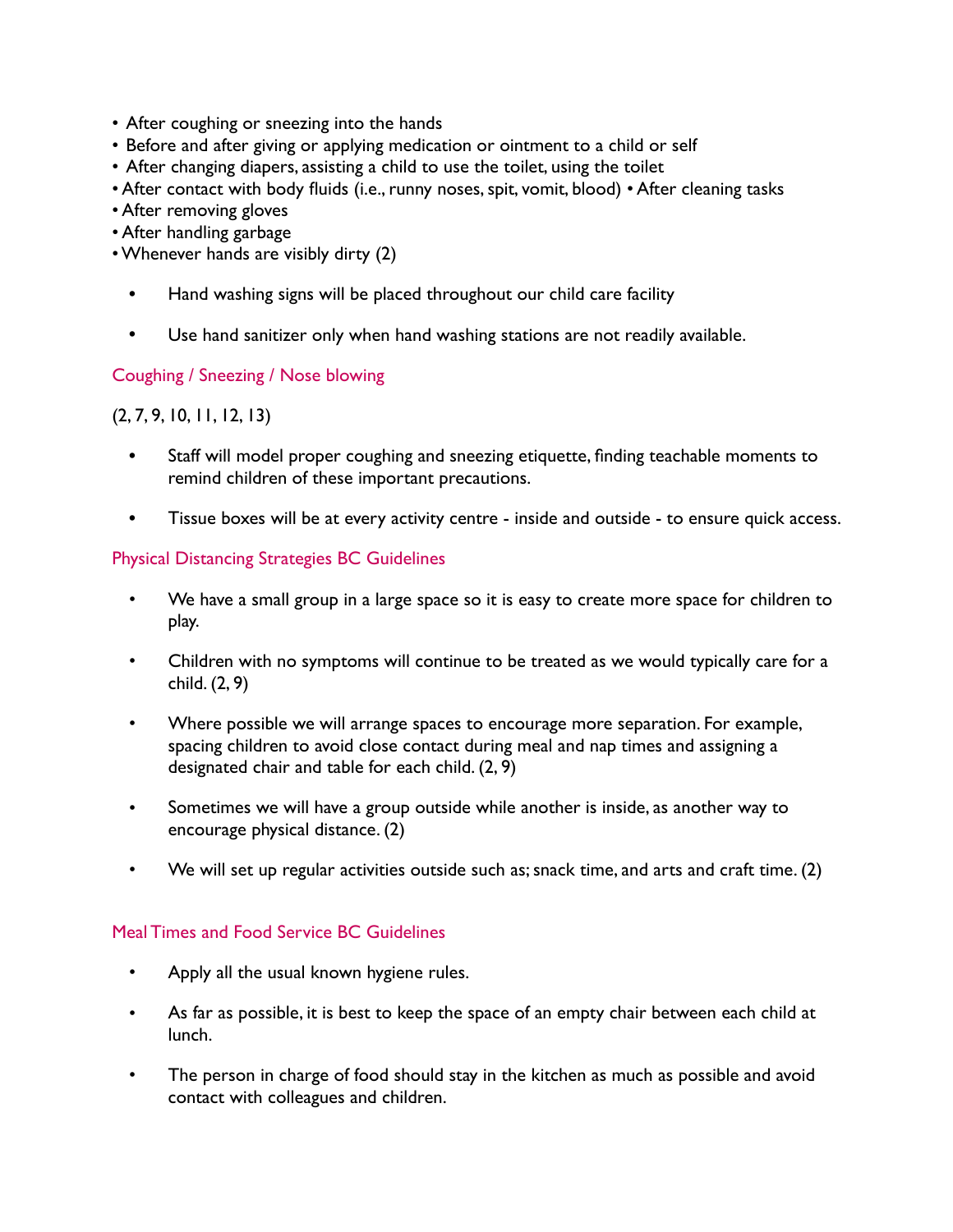- After coughing or sneezing into the hands
- Before and after giving or applying medication or ointment to a child or self
- After changing diapers, assisting a child to use the toilet, using the toilet
- After contact with body fluids (i.e., runny noses, spit, vomit, blood) • After cleaning tasks
- After removing gloves
- After handling garbage
- Whenever hands are visibly dirty (2)

  - Hand washing signs will be placed throughout our child care facility
  - Use hand sanitizer only when hand washing stations are not readily available.

### Coughing / Sneezing / Nose blowing

(2, 7, 9, 10, 11, 12, 13)

- Staff will model proper coughing and sneezing etiquette, finding teachable moments to remind children of these important precautions.
- Tissue boxes will be at every activity centre - inside and outside - to ensure quick access.

### Physical Distancing Strategies BC Guidelines

- We have a small group in a large space so it is easy to create more space for children to play.
- Children with no symptoms will continue to be treated as we would typically care for a child. (2, 9)
- Where possible we will arrange spaces to encourage more separation. For example, spacing children to avoid close contact during meal and nap times and assigning a designated chair and table for each child. (2, 9)
- Sometimes we will have a group outside while another is inside, as another way to encourage physical distance. (2)
- We will set up regular activities outside such as; snack time, and arts and craft time. (2)

### Meal Times and Food Service BC Guidelines

- Apply all the usual known hygiene rules.
- As far as possible, it is best to keep the space of an empty chair between each child at lunch.
- The person in charge of food should stay in the kitchen as much as possible and avoid contact with colleagues and children.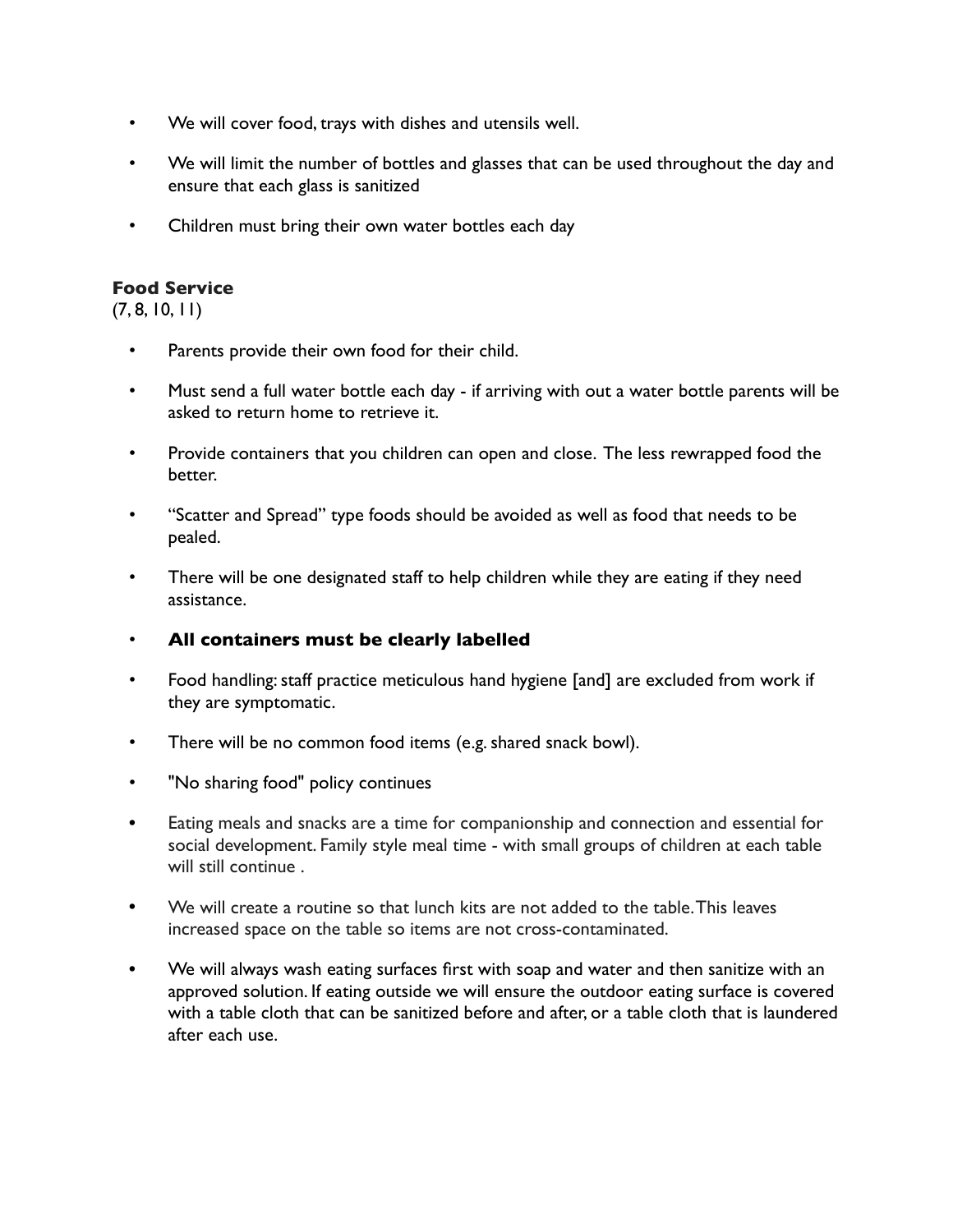- We will cover food, trays with dishes and utensils well.
- We will limit the number of bottles and glasses that can be used throughout the day and ensure that each glass is sanitized
- Children must bring their own water bottles each day

**Food Service**
(7, 8, 10, 11)

- Parents provide their own food for their child.
- Must send a full water bottle each day - if arriving with out a water bottle parents will be asked to return home to retrieve it.
- Provide containers that you children can open and close. The less rewrapped food the better.
- "Scatter and Spread" type foods should be avoided as well as food that needs to be pealed.
- There will be one designated staff to help children while they are eating if they need assistance.
- **All containers must be clearly labelled**
- Food handling: staff practice meticulous hand hygiene [and] are excluded from work if they are symptomatic.
- There will be no common food items (e.g. shared snack bowl).
- "No sharing food" policy continues
- Eating meals and snacks are a time for companionship and connection and essential for social development. Family style meal time - with small groups of children at each table will still continue .
- We will create a routine so that lunch kits are not added to the table. This leaves increased space on the table so items are not cross-contaminated.
- We will always wash eating surfaces first with soap and water and then sanitize with an approved solution. If eating outside we will ensure the outdoor eating surface is covered with a table cloth that can be sanitized before and after, or a table cloth that is laundered after each use.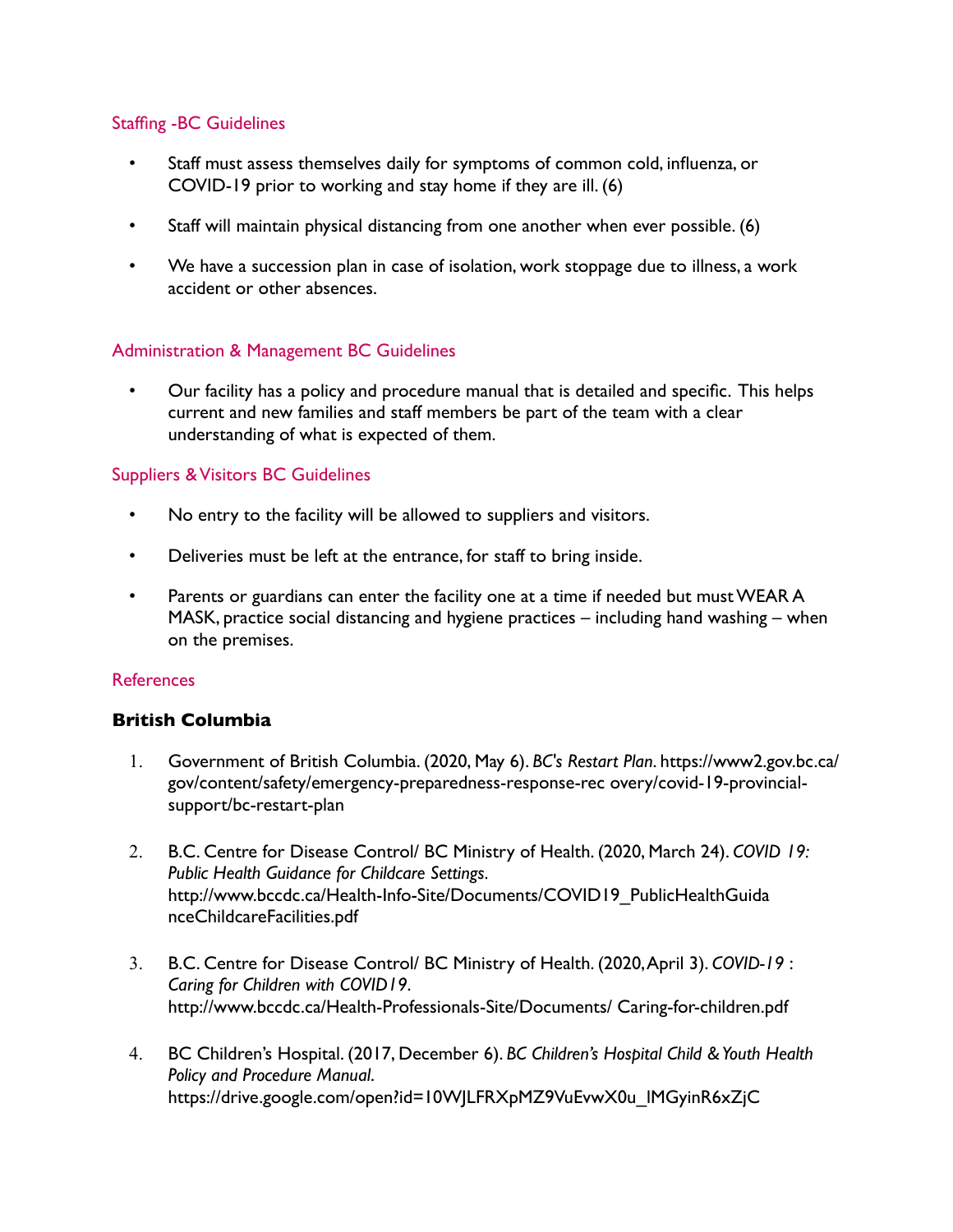### Staffing -BC Guidelines

- Staff must assess themselves daily for symptoms of common cold, influenza, or COVID-19 prior to working and stay home if they are ill. (6)
- Staff will maintain physical distancing from one another when ever possible. (6)
- We have a succession plan in case of isolation, work stoppage due to illness, a work accident or other absences.

### Administration & Management BC Guidelines

- Our facility has a policy and procedure manual that is detailed and specific. This helps current and new families and staff members be part of the team with a clear understanding of what is expected of them.

### Suppliers & Visitors BC Guidelines

- No entry to the facility will be allowed to suppliers and visitors.
- Deliveries must be left at the entrance, for staff to bring inside.
- Parents or guardians can enter the facility one at a time if needed but must WEAR A MASK, practice social distancing and hygiene practices – including hand washing – when on the premises.

### References

**British Columbia**

1. Government of British Columbia. (2020, May 6). *BC's Restart Plan*. https://www2.gov.bc.ca/gov/content/safety/emergency-preparedness-response-rec overy/covid-19-provincial-support/bc-restart-plan

2. B.C. Centre for Disease Control/ BC Ministry of Health. (2020, March 24). *COVID 19: Public Health Guidance for Childcare Settings*. http://www.bccdc.ca/Health-Info-Site/Documents/COVID19_PublicHealthGuidanceChildcareFacilities.pdf

3. B.C. Centre for Disease Control/ BC Ministry of Health. (2020, April 3). *COVID-19 : Caring for Children with COVID19*. http://www.bccdc.ca/Health-Professionals-Site/Documents/ Caring-for-children.pdf

4. BC Children's Hospital. (2017, December 6). *BC Children's Hospital Child & Youth Health Policy and Procedure Manual*. https://drive.google.com/open?id=10WJLFRXpMZ9VuEvwX0u_lMGyinR6xZjC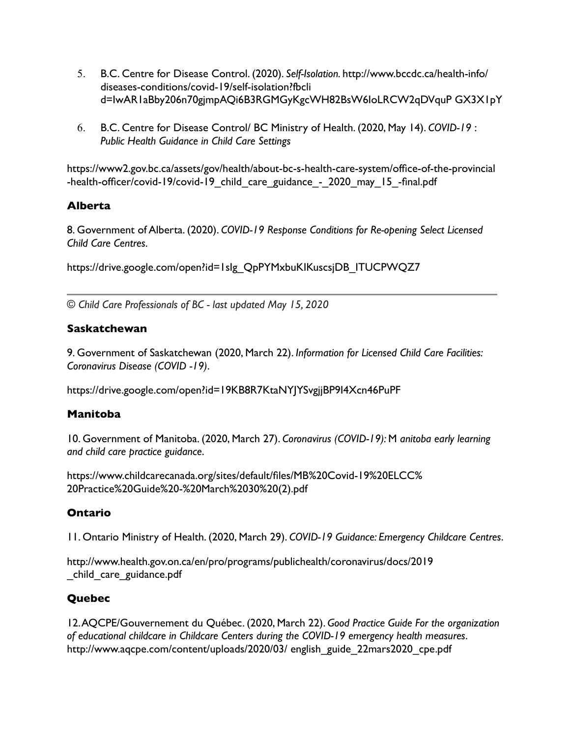5. B.C. Centre for Disease Control. (2020). *Self-Isolation*. http://www.bccdc.ca/health-info/diseases-conditions/covid-19/self-isolation?fbclid=IwAR1aBby206n70gjmpAQi6B3RGMGyKgcWH82BsW6IoLRCW2qDVquP GX3X1pY

6. B.C. Centre for Disease Control/ BC Ministry of Health. (2020, May 14). *COVID-19 : Public Health Guidance in Child Care Settings*

https://www2.gov.bc.ca/assets/gov/health/about-bc-s-health-care-system/office-of-the-provincial-health-officer/covid-19/covid-19_child_care_guidance_-_2020_may_15_-final.pdf

### Alberta

8. Government of Alberta. (2020). *COVID-19 Response Conditions for Re-opening Select Licensed Child Care Centres*.

https://drive.google.com/open?id=1slg_QpPYMxbuKIKuscsjDB_ITUCPWQZ7

---

*© Child Care Professionals of BC - last updated May 15, 2020*

### Saskatchewan

9. Government of Saskatchewan (2020, March 22). *Information for Licensed Child Care Facilities: Coronavirus Disease (COVID -19)*.

https://drive.google.com/open?id=19KB8R7KtaNYJYSvgjjBP9I4Xcn46PuPF

### Manitoba

10. Government of Manitoba. (2020, March 27). *Coronavirus (COVID-19):* M *anitoba early learning and child care practice guidance*.

https://www.childcarecanada.org/sites/default/files/MB%20Covid-19%20ELCC%20Practice%20Guide%20-%20March%2030%20(2).pdf

### Ontario

11. Ontario Ministry of Health. (2020, March 29). *COVID-19 Guidance: Emergency Childcare Centres*.

http://www.health.gov.on.ca/en/pro/programs/publichealth/coronavirus/docs/2019_child_care_guidance.pdf

### Quebec

12. AQCPE/Gouvernement du Québec. (2020, March 22). *Good Practice Guide For the organization of educational childcare in Childcare Centers during the COVID-19 emergency health measures*. http://www.aqcpe.com/content/uploads/2020/03/ english_guide_22mars2020_cpe.pdf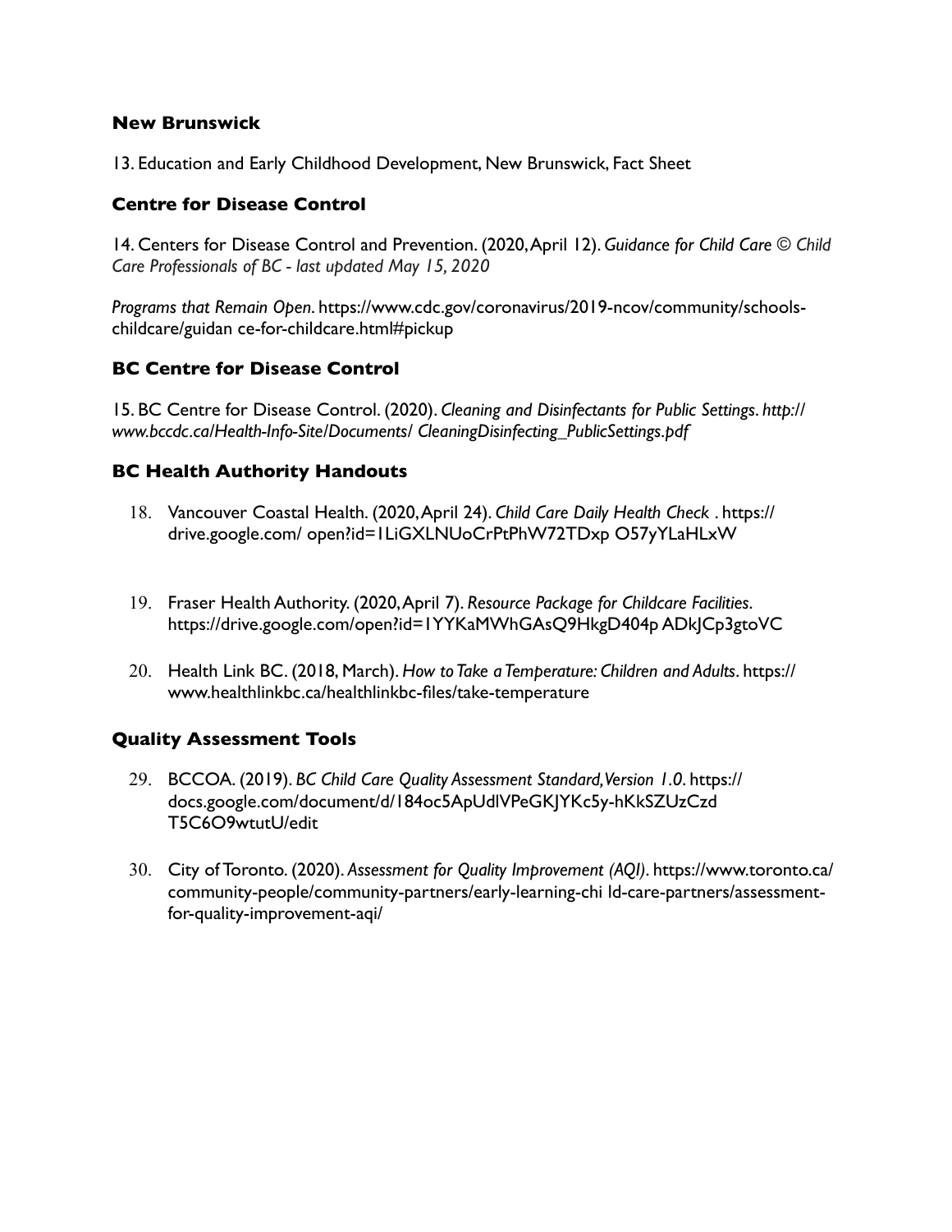### New Brunswick

13. Education and Early Childhood Development, New Brunswick, Fact Sheet

### Centre for Disease Control

14. Centers for Disease Control and Prevention. (2020, April 12). *Guidance for Child Care © Child Care Professionals of BC - last updated May 15, 2020*

*Programs that Remain Open*. https://www.cdc.gov/coronavirus/2019-ncov/community/schools-childcare/guidan ce-for-childcare.html#pickup

### BC Centre for Disease Control

15. BC Centre for Disease Control. (2020). *Cleaning and Disinfectants for Public Settings. http://www.bccdc.ca/Health-Info-Site/Documents/ CleaningDisinfecting_PublicSettings.pdf*

### BC Health Authority Handouts

18. Vancouver Coastal Health. (2020, April 24). *Child Care Daily Health Check* . https://drive.google.com/ open?id=1LiGXLNUoCrPtPhW72TDxp O57yYLaHLxW

19. Fraser Health Authority. (2020, April 7). *Resource Package for Childcare Facilities*. https://drive.google.com/open?id=1YYKaMWhGAsQ9HkgD404p ADkJCp3gtoVC

20. Health Link BC. (2018, March). *How to Take a Temperature: Children and Adults*. https://www.healthlinkbc.ca/healthlinkbc-files/take-temperature

### Quality Assessment Tools

29. BCCOA. (2019). *BC Child Care Quality Assessment Standard, Version 1.0*. https://docs.google.com/document/d/184oc5ApUdlVPeGKJYKc5y-hKkSZUzCzd T5C6O9wtutU/edit

30. City of Toronto. (2020). *Assessment for Quality Improvement (AQI)*. https://www.toronto.ca/community-people/community-partners/early-learning-chi ld-care-partners/assessment-for-quality-improvement-aqi/